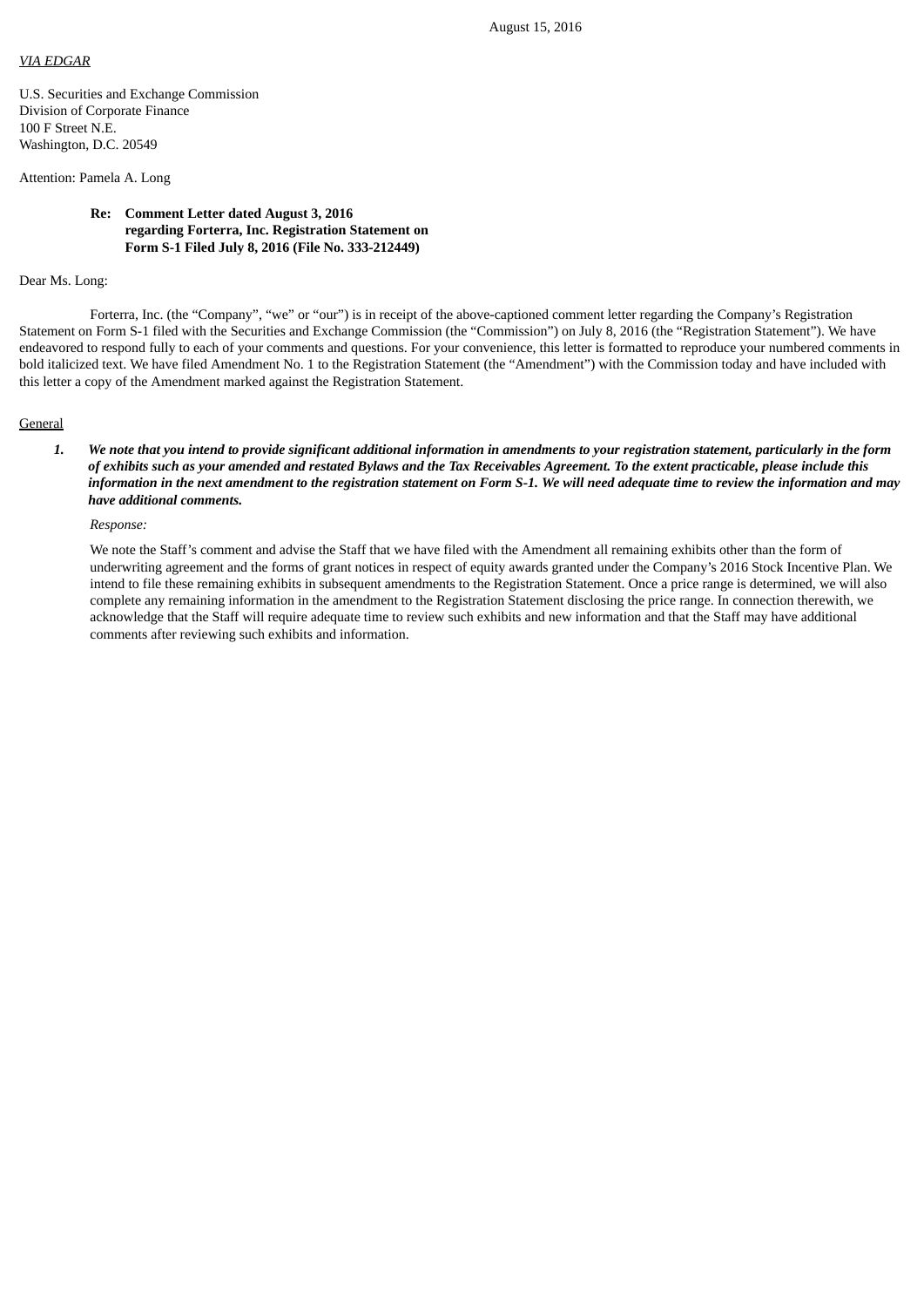August 15, 2016

*VIA EDGAR*

U.S. Securities and Exchange Commission
Division of Corporate Finance
100 F Street N.E.
Washington, D.C. 20549

Attention: Pamela A. Long

**Re: Comment Letter dated August 3, 2016 regarding Forterra, Inc. Registration Statement on Form S-1 Filed July 8, 2016 (File No. 333-212449)**

Dear Ms. Long:

Forterra, Inc. (the "Company", "we" or "our") is in receipt of the above-captioned comment letter regarding the Company's Registration Statement on Form S-1 filed with the Securities and Exchange Commission (the "Commission") on July 8, 2016 (the "Registration Statement"). We have endeavored to respond fully to each of your comments and questions. For your convenience, this letter is formatted to reproduce your numbered comments in bold italicized text. We have filed Amendment No. 1 to the Registration Statement (the "Amendment") with the Commission today and have included with this letter a copy of the Amendment marked against the Registration Statement.

General

1. ***We note that you intend to provide significant additional information in amendments to your registration statement, particularly in the form of exhibits such as your amended and restated Bylaws and the Tax Receivables Agreement. To the extent practicable, please include this information in the next amendment to the registration statement on Form S-1. We will need adequate time to review the information and may have additional comments.***

   *Response:*

   We note the Staff's comment and advise the Staff that we have filed with the Amendment all remaining exhibits other than the form of underwriting agreement and the forms of grant notices in respect of equity awards granted under the Company's 2016 Stock Incentive Plan. We intend to file these remaining exhibits in subsequent amendments to the Registration Statement. Once a price range is determined, we will also complete any remaining information in the amendment to the Registration Statement disclosing the price range. In connection therewith, we acknowledge that the Staff will require adequate time to review such exhibits and new information and that the Staff may have additional comments after reviewing such exhibits and information.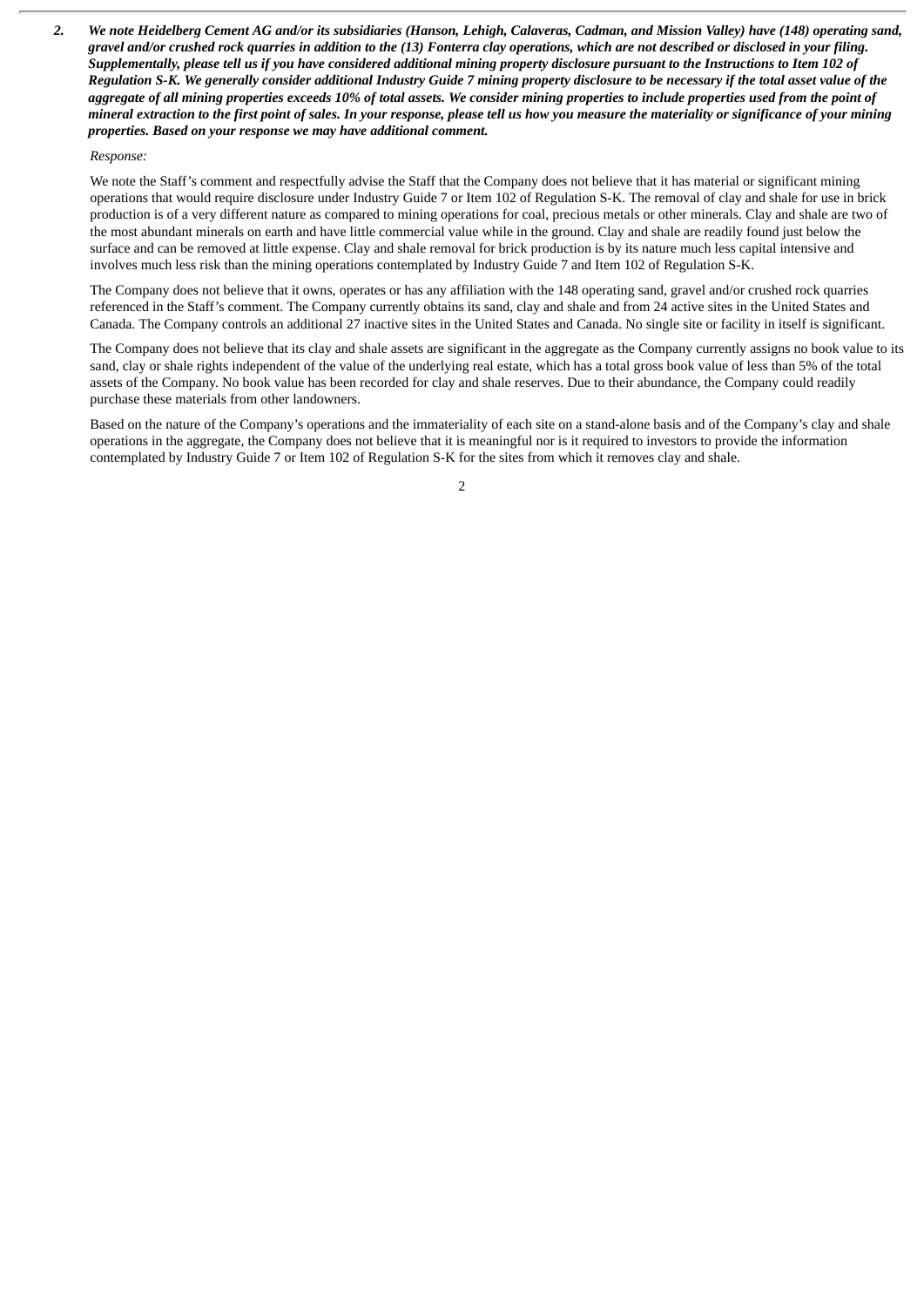2. ***We note Heidelberg Cement AG and/or its subsidiaries (Hanson, Lehigh, Calaveras, Cadman, and Mission Valley) have (148) operating sand, gravel and/or crushed rock quarries in addition to the (13) Fonterra clay operations, which are not described or disclosed in your filing. Supplementally, please tell us if you have considered additional mining property disclosure pursuant to the Instructions to Item 102 of Regulation S-K. We generally consider additional Industry Guide 7 mining property disclosure to be necessary if the total asset value of the aggregate of all mining properties exceeds 10% of total assets. We consider mining properties to include properties used from the point of mineral extraction to the first point of sales. In your response, please tell us how you measure the materiality or significance of your mining properties. Based on your response we may have additional comment.***

*Response:*

We note the Staff's comment and respectfully advise the Staff that the Company does not believe that it has material or significant mining operations that would require disclosure under Industry Guide 7 or Item 102 of Regulation S-K. The removal of clay and shale for use in brick production is of a very different nature as compared to mining operations for coal, precious metals or other minerals. Clay and shale are two of the most abundant minerals on earth and have little commercial value while in the ground. Clay and shale are readily found just below the surface and can be removed at little expense. Clay and shale removal for brick production is by its nature much less capital intensive and involves much less risk than the mining operations contemplated by Industry Guide 7 and Item 102 of Regulation S-K.

The Company does not believe that it owns, operates or has any affiliation with the 148 operating sand, gravel and/or crushed rock quarries referenced in the Staff's comment. The Company currently obtains its sand, clay and shale and from 24 active sites in the United States and Canada. The Company controls an additional 27 inactive sites in the United States and Canada. No single site or facility in itself is significant.

The Company does not believe that its clay and shale assets are significant in the aggregate as the Company currently assigns no book value to its sand, clay or shale rights independent of the value of the underlying real estate, which has a total gross book value of less than 5% of the total assets of the Company. No book value has been recorded for clay and shale reserves. Due to their abundance, the Company could readily purchase these materials from other landowners.

Based on the nature of the Company's operations and the immateriality of each site on a stand-alone basis and of the Company's clay and shale operations in the aggregate, the Company does not believe that it is meaningful nor is it required to investors to provide the information contemplated by Industry Guide 7 or Item 102 of Regulation S-K for the sites from which it removes clay and shale.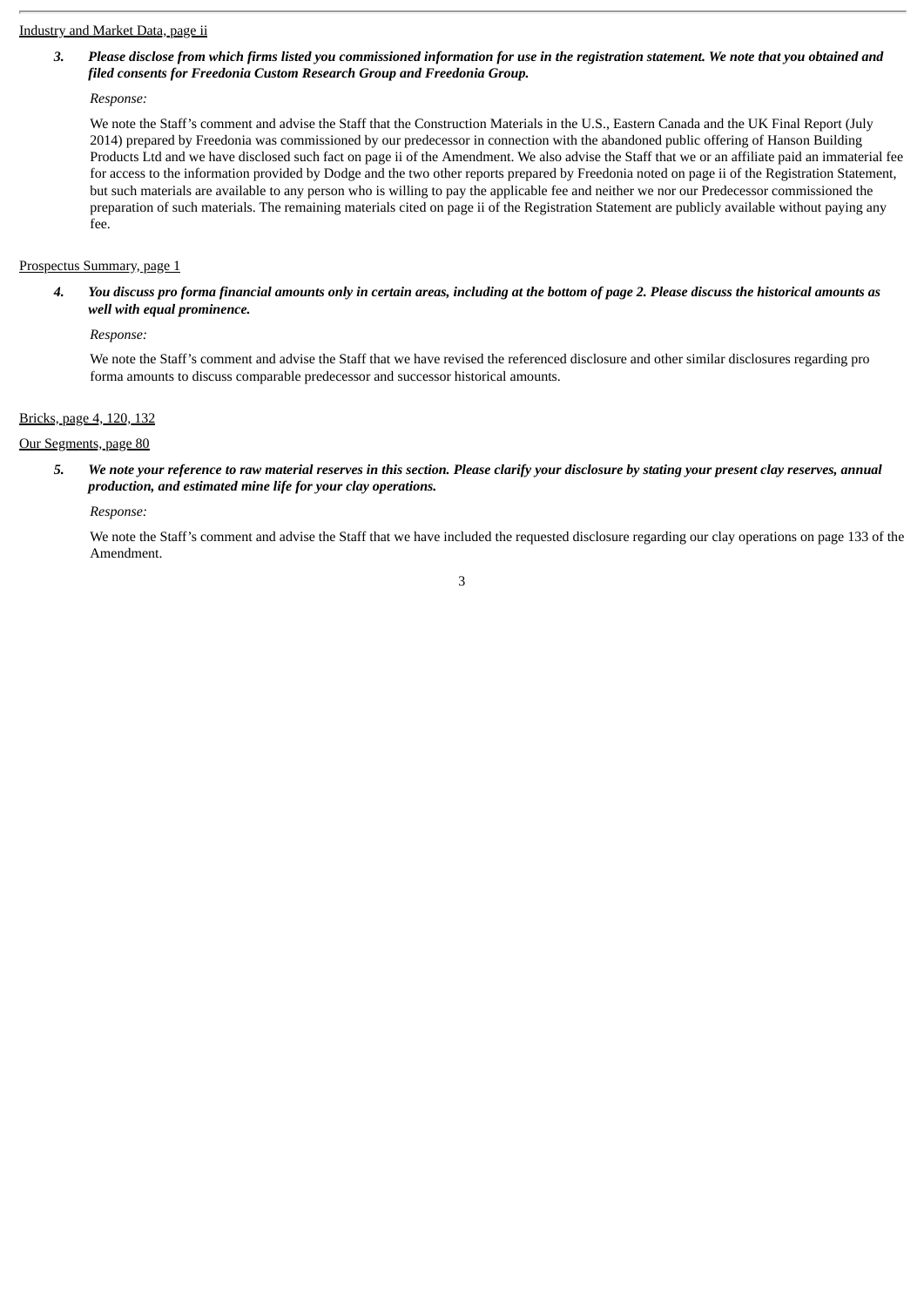Industry and Market Data, page ii

3. ***Please disclose from which firms listed you commissioned information for use in the registration statement. We note that you obtained and filed consents for Freedonia Custom Research Group and Freedonia Group.***

   *Response:*

   We note the Staff's comment and advise the Staff that the Construction Materials in the U.S., Eastern Canada and the UK Final Report (July 2014) prepared by Freedonia was commissioned by our predecessor in connection with the abandoned public offering of Hanson Building Products Ltd and we have disclosed such fact on page ii of the Amendment. We also advise the Staff that we or an affiliate paid an immaterial fee for access to the information provided by Dodge and the two other reports prepared by Freedonia noted on page ii of the Registration Statement, but such materials are available to any person who is willing to pay the applicable fee and neither we nor our Predecessor commissioned the preparation of such materials. The remaining materials cited on page ii of the Registration Statement are publicly available without paying any fee.

Prospectus Summary, page 1

4. ***You discuss pro forma financial amounts only in certain areas, including at the bottom of page 2. Please discuss the historical amounts as well with equal prominence.***

   *Response:*

   We note the Staff's comment and advise the Staff that we have revised the referenced disclosure and other similar disclosures regarding pro forma amounts to discuss comparable predecessor and successor historical amounts.

Bricks, page 4, 120, 132

Our Segments, page 80

5. ***We note your reference to raw material reserves in this section. Please clarify your disclosure by stating your present clay reserves, annual production, and estimated mine life for your clay operations.***

   *Response:*

   We note the Staff's comment and advise the Staff that we have included the requested disclosure regarding our clay operations on page 133 of the Amendment.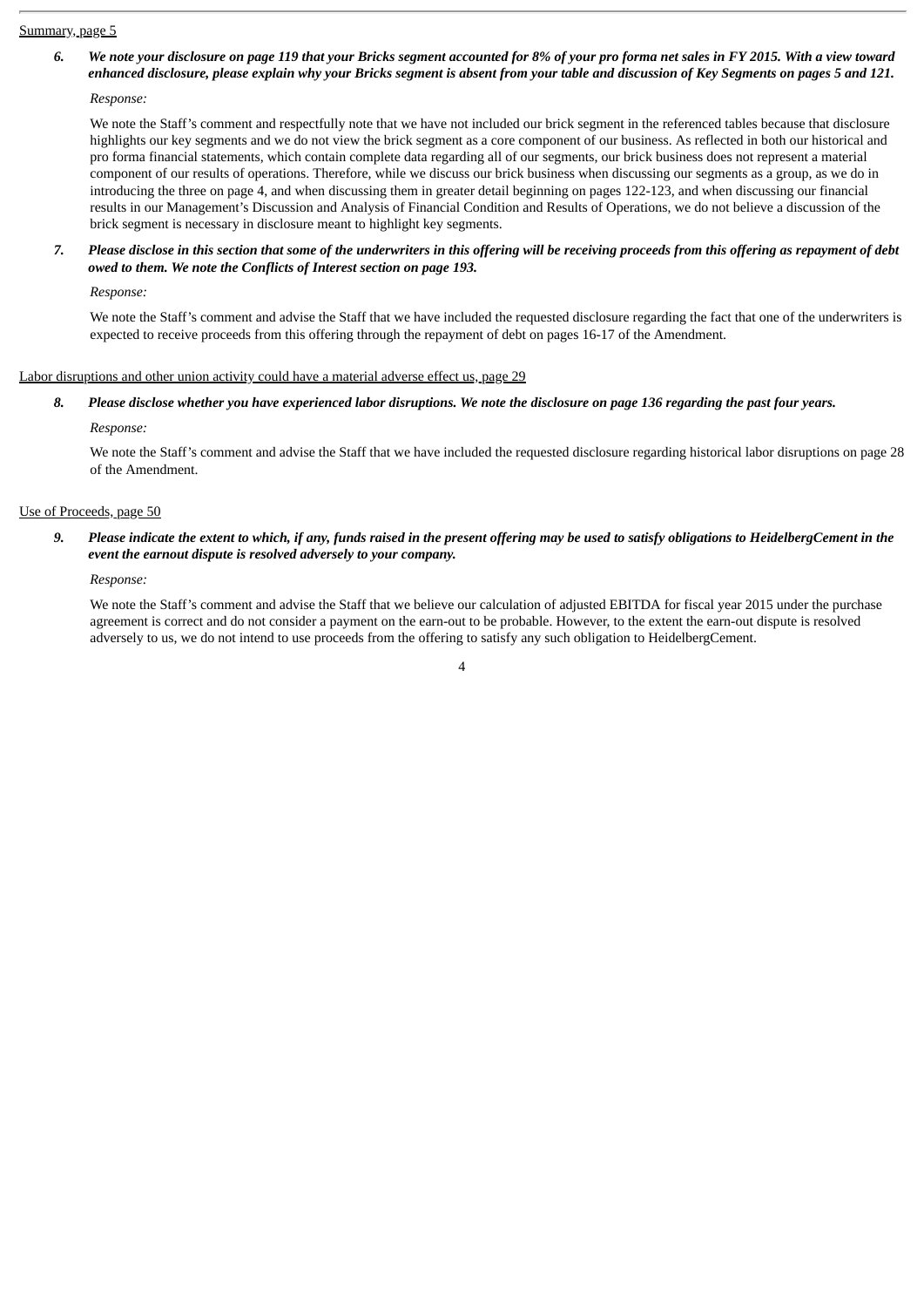Summary, page 5

6. ***We note your disclosure on page 119 that your Bricks segment accounted for 8% of your pro forma net sales in FY 2015. With a view toward enhanced disclosure, please explain why your Bricks segment is absent from your table and discussion of Key Segments on pages 5 and 121.***

   *Response:*

   We note the Staff's comment and respectfully note that we have not included our brick segment in the referenced tables because that disclosure highlights our key segments and we do not view the brick segment as a core component of our business. As reflected in both our historical and pro forma financial statements, which contain complete data regarding all of our segments, our brick business does not represent a material component of our results of operations. Therefore, while we discuss our brick business when discussing our segments as a group, as we do in introducing the three on page 4, and when discussing them in greater detail beginning on pages 122-123, and when discussing our financial results in our Management's Discussion and Analysis of Financial Condition and Results of Operations, we do not believe a discussion of the brick segment is necessary in disclosure meant to highlight key segments.

7. ***Please disclose in this section that some of the underwriters in this offering will be receiving proceeds from this offering as repayment of debt owed to them. We note the Conflicts of Interest section on page 193.***

   *Response:*

   We note the Staff's comment and advise the Staff that we have included the requested disclosure regarding the fact that one of the underwriters is expected to receive proceeds from this offering through the repayment of debt on pages 16-17 of the Amendment.

Labor disruptions and other union activity could have a material adverse effect us, page 29

8. ***Please disclose whether you have experienced labor disruptions. We note the disclosure on page 136 regarding the past four years.***

   *Response:*

   We note the Staff's comment and advise the Staff that we have included the requested disclosure regarding historical labor disruptions on page 28 of the Amendment.

Use of Proceeds, page 50

9. ***Please indicate the extent to which, if any, funds raised in the present offering may be used to satisfy obligations to HeidelbergCement in the event the earnout dispute is resolved adversely to your company.***

   *Response:*

   We note the Staff's comment and advise the Staff that we believe our calculation of adjusted EBITDA for fiscal year 2015 under the purchase agreement is correct and do not consider a payment on the earn-out to be probable. However, to the extent the earn-out dispute is resolved adversely to us, we do not intend to use proceeds from the offering to satisfy any such obligation to HeidelbergCement.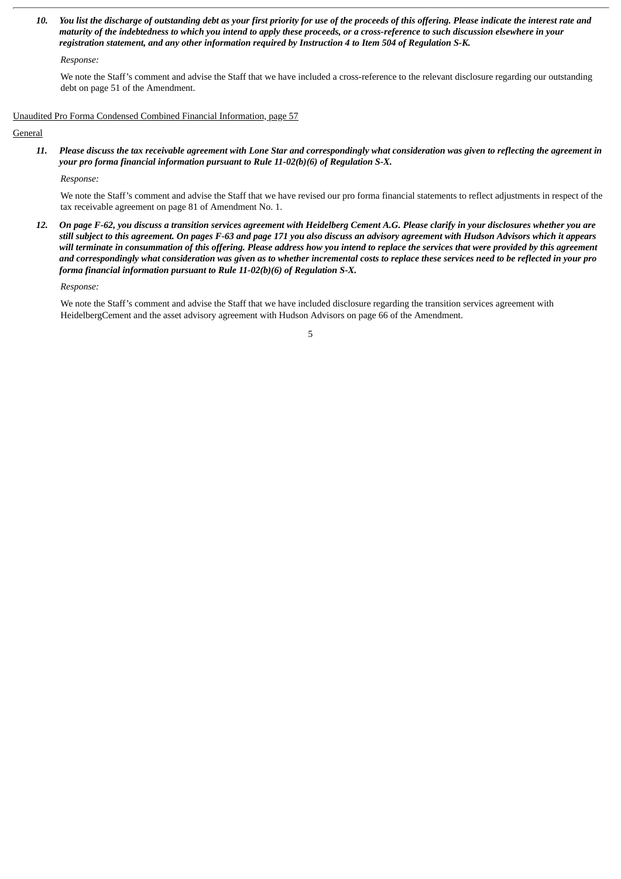10. ***You list the discharge of outstanding debt as your first priority for use of the proceeds of this offering. Please indicate the interest rate and maturity of the indebtedness to which you intend to apply these proceeds, or a cross-reference to such discussion elsewhere in your registration statement, and any other information required by Instruction 4 to Item 504 of Regulation S-K.***

    *Response:*

    We note the Staff's comment and advise the Staff that we have included a cross-reference to the relevant disclosure regarding our outstanding debt on page 51 of the Amendment.

<u>Unaudited Pro Forma Condensed Combined Financial Information, page 57</u>

<u>General</u>

11. ***Please discuss the tax receivable agreement with Lone Star and correspondingly what consideration was given to reflecting the agreement in your pro forma financial information pursuant to Rule 11-02(b)(6) of Regulation S-X.***

    *Response:*

    We note the Staff's comment and advise the Staff that we have revised our pro forma financial statements to reflect adjustments in respect of the tax receivable agreement on page 81 of Amendment No. 1.

12. ***On page F-62, you discuss a transition services agreement with Heidelberg Cement A.G. Please clarify in your disclosures whether you are still subject to this agreement. On pages F-63 and page 171 you also discuss an advisory agreement with Hudson Advisors which it appears will terminate in consummation of this offering. Please address how you intend to replace the services that were provided by this agreement and correspondingly what consideration was given as to whether incremental costs to replace these services need to be reflected in your pro forma financial information pursuant to Rule 11-02(b)(6) of Regulation S-X.***

    *Response:*

    We note the Staff's comment and advise the Staff that we have included disclosure regarding the transition services agreement with HeidelbergCement and the asset advisory agreement with Hudson Advisors on page 66 of the Amendment.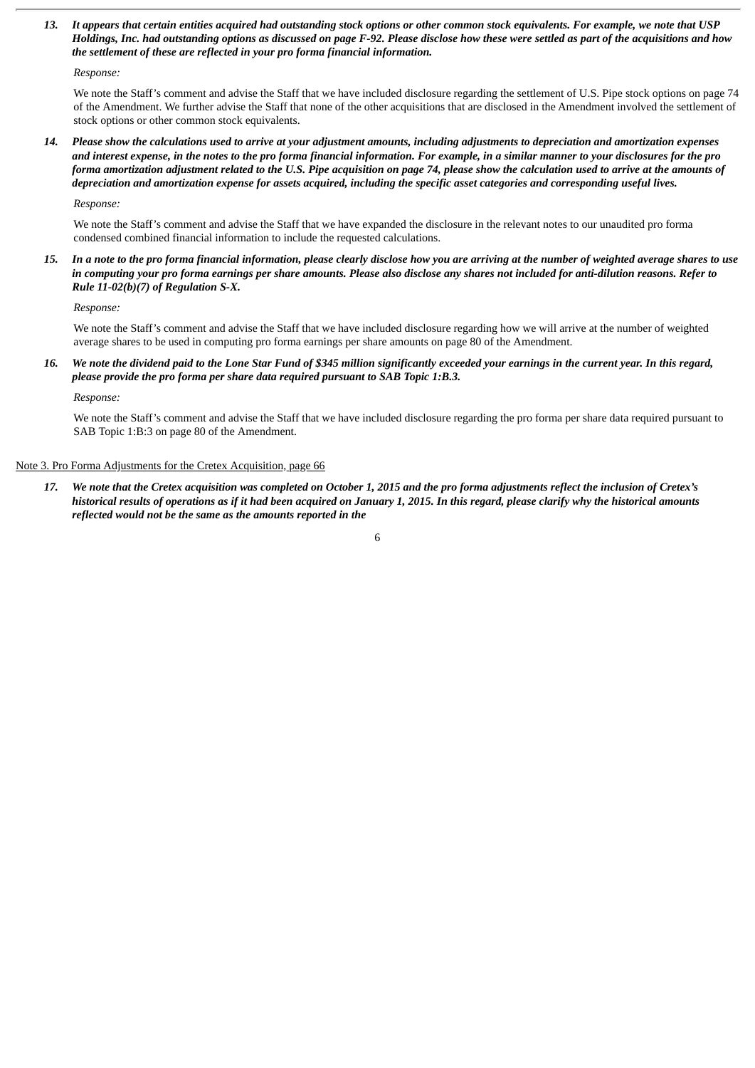13. ***It appears that certain entities acquired had outstanding stock options or other common stock equivalents. For example, we note that USP Holdings, Inc. had outstanding options as discussed on page F-92. Please disclose how these were settled as part of the acquisitions and how the settlement of these are reflected in your pro forma financial information.***

    *Response:*

    We note the Staff's comment and advise the Staff that we have included disclosure regarding the settlement of U.S. Pipe stock options on page 74 of the Amendment. We further advise the Staff that none of the other acquisitions that are disclosed in the Amendment involved the settlement of stock options or other common stock equivalents.

14. ***Please show the calculations used to arrive at your adjustment amounts, including adjustments to depreciation and amortization expenses and interest expense, in the notes to the pro forma financial information. For example, in a similar manner to your disclosures for the pro forma amortization adjustment related to the U.S. Pipe acquisition on page 74, please show the calculation used to arrive at the amounts of depreciation and amortization expense for assets acquired, including the specific asset categories and corresponding useful lives.***

    *Response:*

    We note the Staff's comment and advise the Staff that we have expanded the disclosure in the relevant notes to our unaudited pro forma condensed combined financial information to include the requested calculations.

15. ***In a note to the pro forma financial information, please clearly disclose how you are arriving at the number of weighted average shares to use in computing your pro forma earnings per share amounts. Please also disclose any shares not included for anti-dilution reasons. Refer to Rule 11-02(b)(7) of Regulation S-X.***

    *Response:*

    We note the Staff's comment and advise the Staff that we have included disclosure regarding how we will arrive at the number of weighted average shares to be used in computing pro forma earnings per share amounts on page 80 of the Amendment.

16. ***We note the dividend paid to the Lone Star Fund of $345 million significantly exceeded your earnings in the current year. In this regard, please provide the pro forma per share data required pursuant to SAB Topic 1:B.3.***

    *Response:*

    We note the Staff's comment and advise the Staff that we have included disclosure regarding the pro forma per share data required pursuant to SAB Topic 1:B:3 on page 80 of the Amendment.

<u>Note 3. Pro Forma Adjustments for the Cretex Acquisition, page 66</u>

17. ***We note that the Cretex acquisition was completed on October 1, 2015 and the pro forma adjustments reflect the inclusion of Cretex's historical results of operations as if it had been acquired on January 1, 2015. In this regard, please clarify why the historical amounts reflected would not be the same as the amounts reported in the***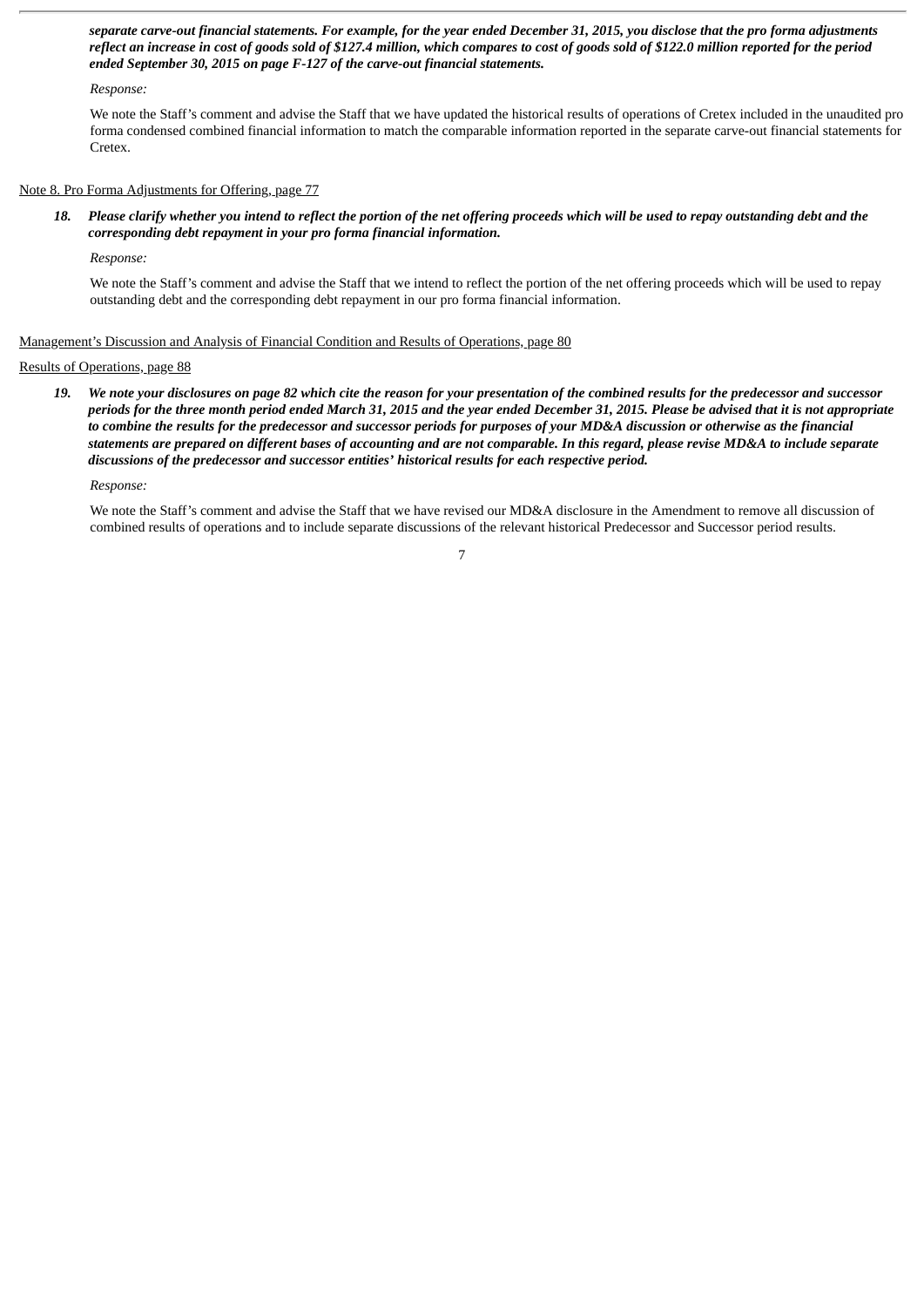***separate carve-out financial statements. For example, for the year ended December 31, 2015, you disclose that the pro forma adjustments reflect an increase in cost of goods sold of $127.4 million, which compares to cost of goods sold of $122.0 million reported for the period ended September 30, 2015 on page F-127 of the carve-out financial statements.***

*Response:*

We note the Staff's comment and advise the Staff that we have updated the historical results of operations of Cretex included in the unaudited pro forma condensed combined financial information to match the comparable information reported in the separate carve-out financial statements for Cretex.

Note 8. Pro Forma Adjustments for Offering, page 77

18. ***Please clarify whether you intend to reflect the portion of the net offering proceeds which will be used to repay outstanding debt and the corresponding debt repayment in your pro forma financial information.***

    *Response:*

    We note the Staff's comment and advise the Staff that we intend to reflect the portion of the net offering proceeds which will be used to repay outstanding debt and the corresponding debt repayment in our pro forma financial information.

Management's Discussion and Analysis of Financial Condition and Results of Operations, page 80

Results of Operations, page 88

19. ***We note your disclosures on page 82 which cite the reason for your presentation of the combined results for the predecessor and successor periods for the three month period ended March 31, 2015 and the year ended December 31, 2015. Please be advised that it is not appropriate to combine the results for the predecessor and successor periods for purposes of your MD&A discussion or otherwise as the financial statements are prepared on different bases of accounting and are not comparable. In this regard, please revise MD&A to include separate discussions of the predecessor and successor entities' historical results for each respective period.***

    *Response:*

    We note the Staff's comment and advise the Staff that we have revised our MD&A disclosure in the Amendment to remove all discussion of combined results of operations and to include separate discussions of the relevant historical Predecessor and Successor period results.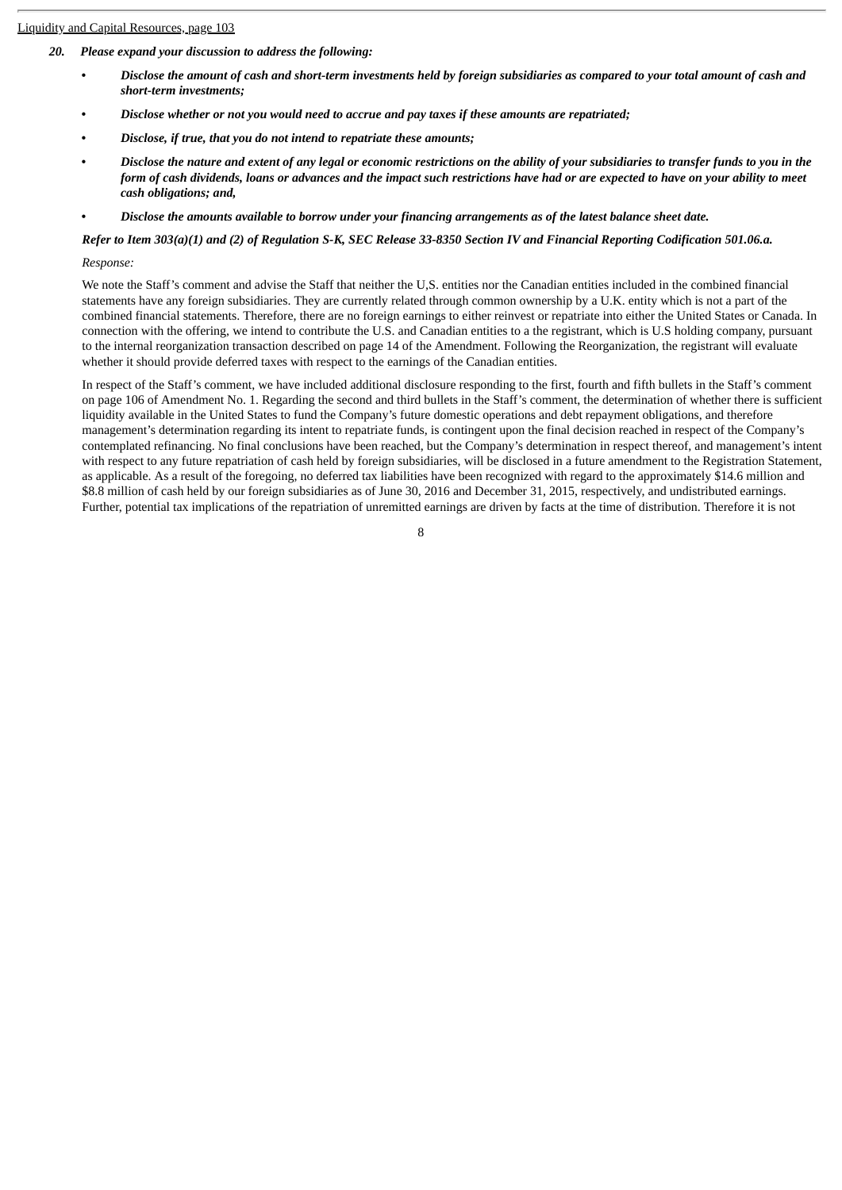Liquidity and Capital Resources, page 103

20. ***Please expand your discussion to address the following:***

- ***Disclose the amount of cash and short-term investments held by foreign subsidiaries as compared to your total amount of cash and short-term investments;***
- ***Disclose whether or not you would need to accrue and pay taxes if these amounts are repatriated;***
- ***Disclose, if true, that you do not intend to repatriate these amounts;***
- ***Disclose the nature and extent of any legal or economic restrictions on the ability of your subsidiaries to transfer funds to you in the form of cash dividends, loans or advances and the impact such restrictions have had or are expected to have on your ability to meet cash obligations; and,***
- ***Disclose the amounts available to borrow under your financing arrangements as of the latest balance sheet date.***

***Refer to Item 303(a)(1) and (2) of Regulation S-K, SEC Release 33-8350 Section IV and Financial Reporting Codification 501.06.a.***

*Response:*

We note the Staff's comment and advise the Staff that neither the U,S. entities nor the Canadian entities included in the combined financial statements have any foreign subsidiaries. They are currently related through common ownership by a U.K. entity which is not a part of the combined financial statements. Therefore, there are no foreign earnings to either reinvest or repatriate into either the United States or Canada. In connection with the offering, we intend to contribute the U.S. and Canadian entities to a the registrant, which is U.S holding company, pursuant to the internal reorganization transaction described on page 14 of the Amendment. Following the Reorganization, the registrant will evaluate whether it should provide deferred taxes with respect to the earnings of the Canadian entities.

In respect of the Staff's comment, we have included additional disclosure responding to the first, fourth and fifth bullets in the Staff's comment on page 106 of Amendment No. 1. Regarding the second and third bullets in the Staff's comment, the determination of whether there is sufficient liquidity available in the United States to fund the Company's future domestic operations and debt repayment obligations, and therefore management's determination regarding its intent to repatriate funds, is contingent upon the final decision reached in respect of the Company's contemplated refinancing. No final conclusions have been reached, but the Company's determination in respect thereof, and management's intent with respect to any future repatriation of cash held by foreign subsidiaries, will be disclosed in a future amendment to the Registration Statement, as applicable. As a result of the foregoing, no deferred tax liabilities have been recognized with regard to the approximately $14.6 million and $8.8 million of cash held by our foreign subsidiaries as of June 30, 2016 and December 31, 2015, respectively, and undistributed earnings. Further, potential tax implications of the repatriation of unremitted earnings are driven by facts at the time of distribution. Therefore it is not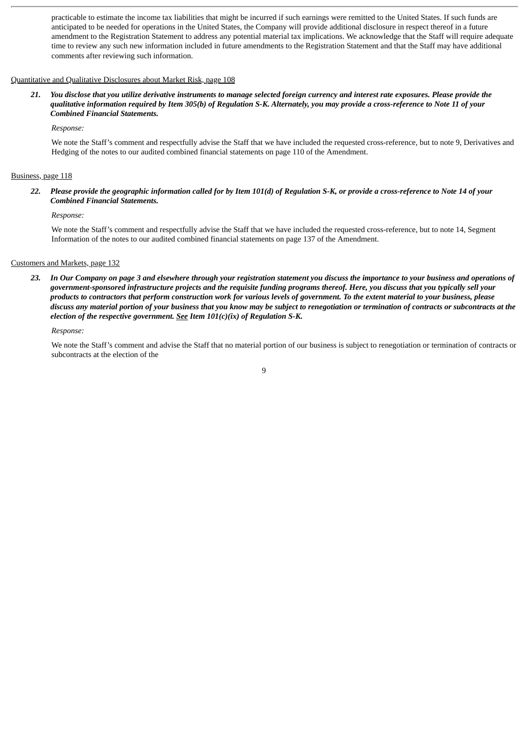practicable to estimate the income tax liabilities that might be incurred if such earnings were remitted to the United States. If such funds are anticipated to be needed for operations in the United States, the Company will provide additional disclosure in respect thereof in a future amendment to the Registration Statement to address any potential material tax implications. We acknowledge that the Staff will require adequate time to review any such new information included in future amendments to the Registration Statement and that the Staff may have additional comments after reviewing such information.

Quantitative and Qualitative Disclosures about Market Risk, page 108

***21. You disclose that you utilize derivative instruments to manage selected foreign currency and interest rate exposures. Please provide the qualitative information required by Item 305(b) of Regulation S-K. Alternately, you may provide a cross-reference to Note 11 of your Combined Financial Statements.***

*Response:*

We note the Staff's comment and respectfully advise the Staff that we have included the requested cross-reference, but to note 9, Derivatives and Hedging of the notes to our audited combined financial statements on page 110 of the Amendment.

Business, page 118

***22. Please provide the geographic information called for by Item 101(d) of Regulation S-K, or provide a cross-reference to Note 14 of your Combined Financial Statements.***

*Response:*

We note the Staff's comment and respectfully advise the Staff that we have included the requested cross-reference, but to note 14, Segment Information of the notes to our audited combined financial statements on page 137 of the Amendment.

Customers and Markets, page 132

***23. In Our Company on page 3 and elsewhere through your registration statement you discuss the importance to your business and operations of government-sponsored infrastructure projects and the requisite funding programs thereof. Here, you discuss that you typically sell your products to contractors that perform construction work for various levels of government. To the extent material to your business, please discuss any material portion of your business that you know may be subject to renegotiation or termination of contracts or subcontracts at the election of the respective government. See Item 101(c)(ix) of Regulation S-K.***

*Response:*

We note the Staff's comment and advise the Staff that no material portion of our business is subject to renegotiation or termination of contracts or subcontracts at the election of the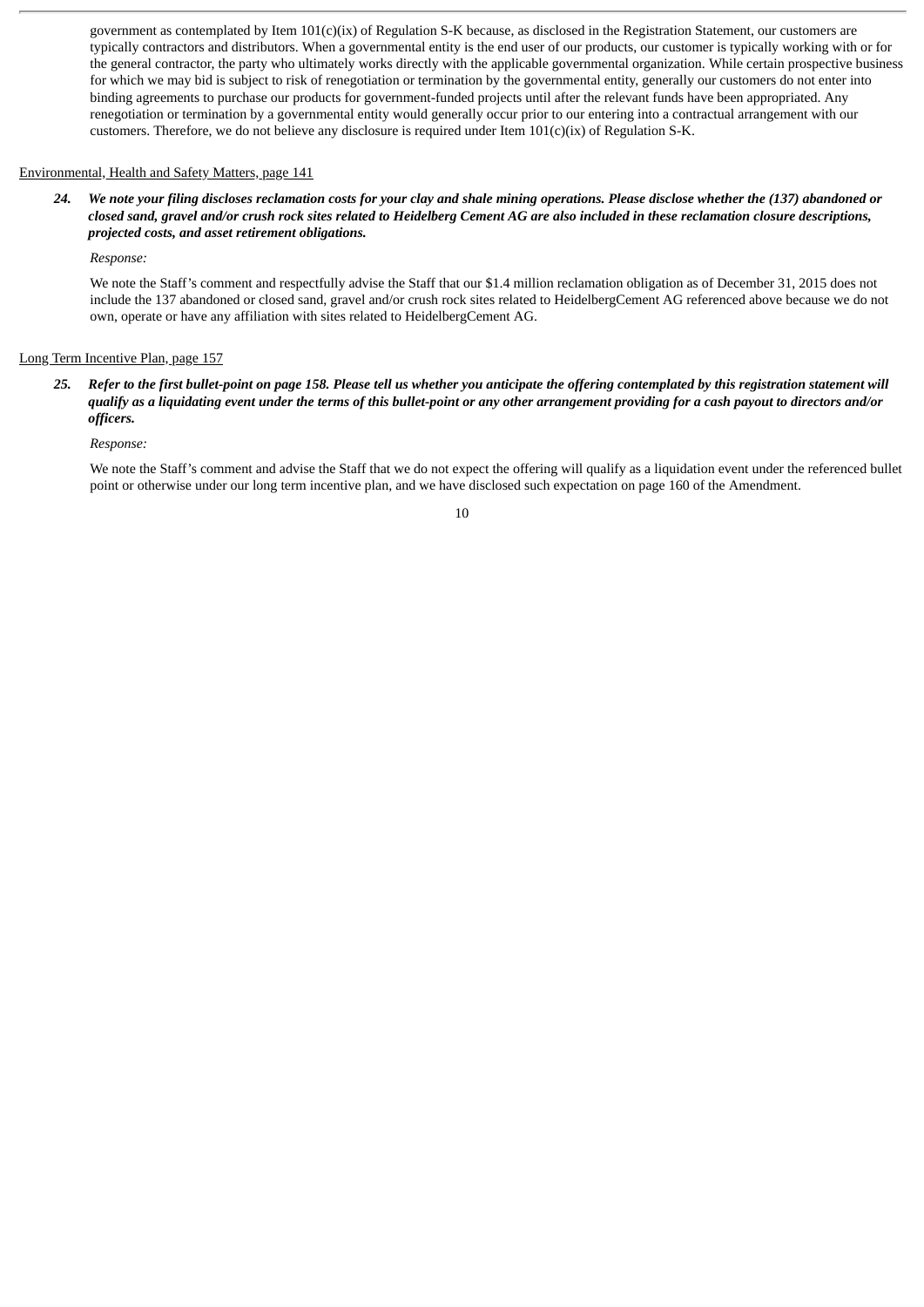government as contemplated by Item 101(c)(ix) of Regulation S-K because, as disclosed in the Registration Statement, our customers are typically contractors and distributors. When a governmental entity is the end user of our products, our customer is typically working with or for the general contractor, the party who ultimately works directly with the applicable governmental organization. While certain prospective business for which we may bid is subject to risk of renegotiation or termination by the governmental entity, generally our customers do not enter into binding agreements to purchase our products for government-funded projects until after the relevant funds have been appropriated. Any renegotiation or termination by a governmental entity would generally occur prior to our entering into a contractual arrangement with our customers. Therefore, we do not believe any disclosure is required under Item 101(c)(ix) of Regulation S-K.

Environmental, Health and Safety Matters, page 141

24. ***We note your filing discloses reclamation costs for your clay and shale mining operations. Please disclose whether the (137) abandoned or closed sand, gravel and/or crush rock sites related to Heidelberg Cement AG are also included in these reclamation closure descriptions, projected costs, and asset retirement obligations.***

*Response:*

We note the Staff's comment and respectfully advise the Staff that our $1.4 million reclamation obligation as of December 31, 2015 does not include the 137 abandoned or closed sand, gravel and/or crush rock sites related to HeidelbergCement AG referenced above because we do not own, operate or have any affiliation with sites related to HeidelbergCement AG.

Long Term Incentive Plan, page 157

25. ***Refer to the first bullet-point on page 158. Please tell us whether you anticipate the offering contemplated by this registration statement will qualify as a liquidating event under the terms of this bullet-point or any other arrangement providing for a cash payout to directors and/or officers.***

*Response:*

We note the Staff's comment and advise the Staff that we do not expect the offering will qualify as a liquidation event under the referenced bullet point or otherwise under our long term incentive plan, and we have disclosed such expectation on page 160 of the Amendment.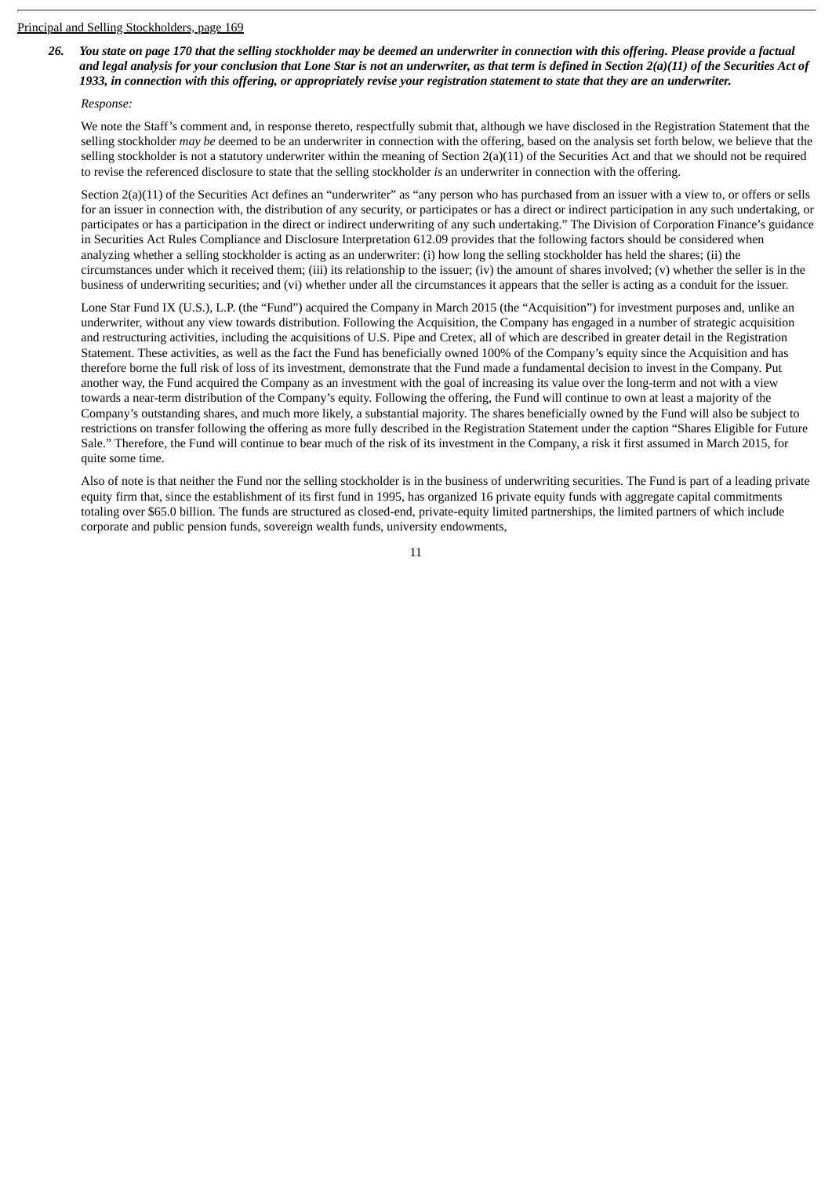Principal and Selling Stockholders, page 169

26. ***You state on page 170 that the selling stockholder may be deemed an underwriter in connection with this offering. Please provide a factual and legal analysis for your conclusion that Lone Star is not an underwriter, as that term is defined in Section 2(a)(11) of the Securities Act of 1933, in connection with this offering, or appropriately revise your registration statement to state that they are an underwriter.***

*Response:*

We note the Staff's comment and, in response thereto, respectfully submit that, although we have disclosed in the Registration Statement that the selling stockholder *may be* deemed to be an underwriter in connection with the offering, based on the analysis set forth below, we believe that the selling stockholder is not a statutory underwriter within the meaning of Section 2(a)(11) of the Securities Act and that we should not be required to revise the referenced disclosure to state that the selling stockholder *is* an underwriter in connection with the offering.

Section 2(a)(11) of the Securities Act defines an "underwriter" as "any person who has purchased from an issuer with a view to, or offers or sells for an issuer in connection with, the distribution of any security, or participates or has a direct or indirect participation in any such undertaking, or participates or has a participation in the direct or indirect underwriting of any such undertaking." The Division of Corporation Finance's guidance in Securities Act Rules Compliance and Disclosure Interpretation 612.09 provides that the following factors should be considered when analyzing whether a selling stockholder is acting as an underwriter: (i) how long the selling stockholder has held the shares; (ii) the circumstances under which it received them; (iii) its relationship to the issuer; (iv) the amount of shares involved; (v) whether the seller is in the business of underwriting securities; and (vi) whether under all the circumstances it appears that the seller is acting as a conduit for the issuer.

Lone Star Fund IX (U.S.), L.P. (the "Fund") acquired the Company in March 2015 (the "Acquisition") for investment purposes and, unlike an underwriter, without any view towards distribution. Following the Acquisition, the Company has engaged in a number of strategic acquisition and restructuring activities, including the acquisitions of U.S. Pipe and Cretex, all of which are described in greater detail in the Registration Statement. These activities, as well as the fact the Fund has beneficially owned 100% of the Company's equity since the Acquisition and has therefore borne the full risk of loss of its investment, demonstrate that the Fund made a fundamental decision to invest in the Company. Put another way, the Fund acquired the Company as an investment with the goal of increasing its value over the long-term and not with a view towards a near-term distribution of the Company's equity. Following the offering, the Fund will continue to own at least a majority of the Company's outstanding shares, and much more likely, a substantial majority. The shares beneficially owned by the Fund will also be subject to restrictions on transfer following the offering as more fully described in the Registration Statement under the caption "Shares Eligible for Future Sale." Therefore, the Fund will continue to bear much of the risk of its investment in the Company, a risk it first assumed in March 2015, for quite some time.

Also of note is that neither the Fund nor the selling stockholder is in the business of underwriting securities. The Fund is part of a leading private equity firm that, since the establishment of its first fund in 1995, has organized 16 private equity funds with aggregate capital commitments totaling over $65.0 billion. The funds are structured as closed-end, private-equity limited partnerships, the limited partners of which include corporate and public pension funds, sovereign wealth funds, university endowments,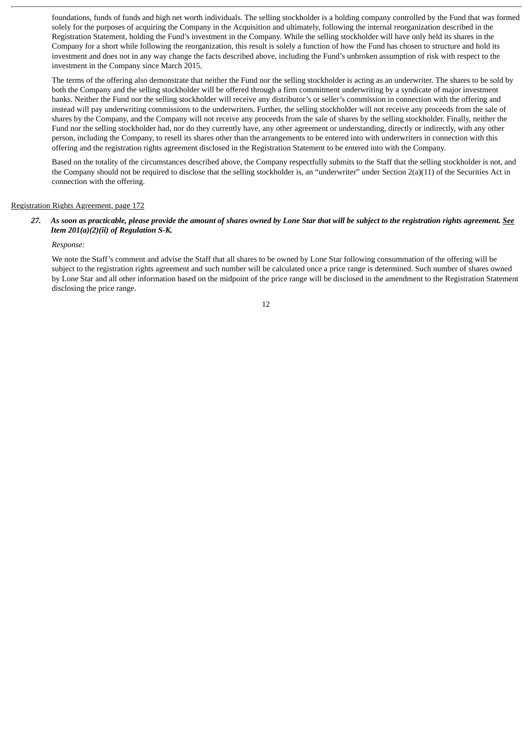foundations, funds of funds and high net worth individuals. The selling stockholder is a holding company controlled by the Fund that was formed solely for the purposes of acquiring the Company in the Acquisition and ultimately, following the internal reorganization described in the Registration Statement, holding the Fund's investment in the Company. While the selling stockholder will have only held its shares in the Company for a short while following the reorganization, this result is solely a function of how the Fund has chosen to structure and hold its investment and does not in any way change the facts described above, including the Fund's unbroken assumption of risk with respect to the investment in the Company since March 2015.

The terms of the offering also demonstrate that neither the Fund nor the selling stockholder is acting as an underwriter. The shares to be sold by both the Company and the selling stockholder will be offered through a firm commitment underwriting by a syndicate of major investment banks. Neither the Fund nor the selling stockholder will receive any distributor's or seller's commission in connection with the offering and instead will pay underwriting commissions to the underwriters. Further, the selling stockholder will not receive any proceeds from the sale of shares by the Company, and the Company will not receive any proceeds from the sale of shares by the selling stockholder. Finally, neither the Fund nor the selling stockholder had, nor do they currently have, any other agreement or understanding, directly or indirectly, with any other person, including the Company, to resell its shares other than the arrangements to be entered into with underwriters in connection with this offering and the registration rights agreement disclosed in the Registration Statement to be entered into with the Company.

Based on the totality of the circumstances described above, the Company respectfully submits to the Staff that the selling stockholder is not, and the Company should not be required to disclose that the selling stockholder is, an "underwriter" under Section 2(a)(11) of the Securities Act in connection with the offering.

Registration Rights Agreement, page 172

27. ***As soon as practicable, please provide the amount of shares owned by Lone Star that will be subject to the registration rights agreement. See Item 201(a)(2)(ii) of Regulation S-K.***

*Response:*

We note the Staff's comment and advise the Staff that all shares to be owned by Lone Star following consummation of the offering will be subject to the registration rights agreement and such number will be calculated once a price range is determined. Such number of shares owned by Lone Star and all other information based on the midpoint of the price range will be disclosed in the amendment to the Registration Statement disclosing the price range.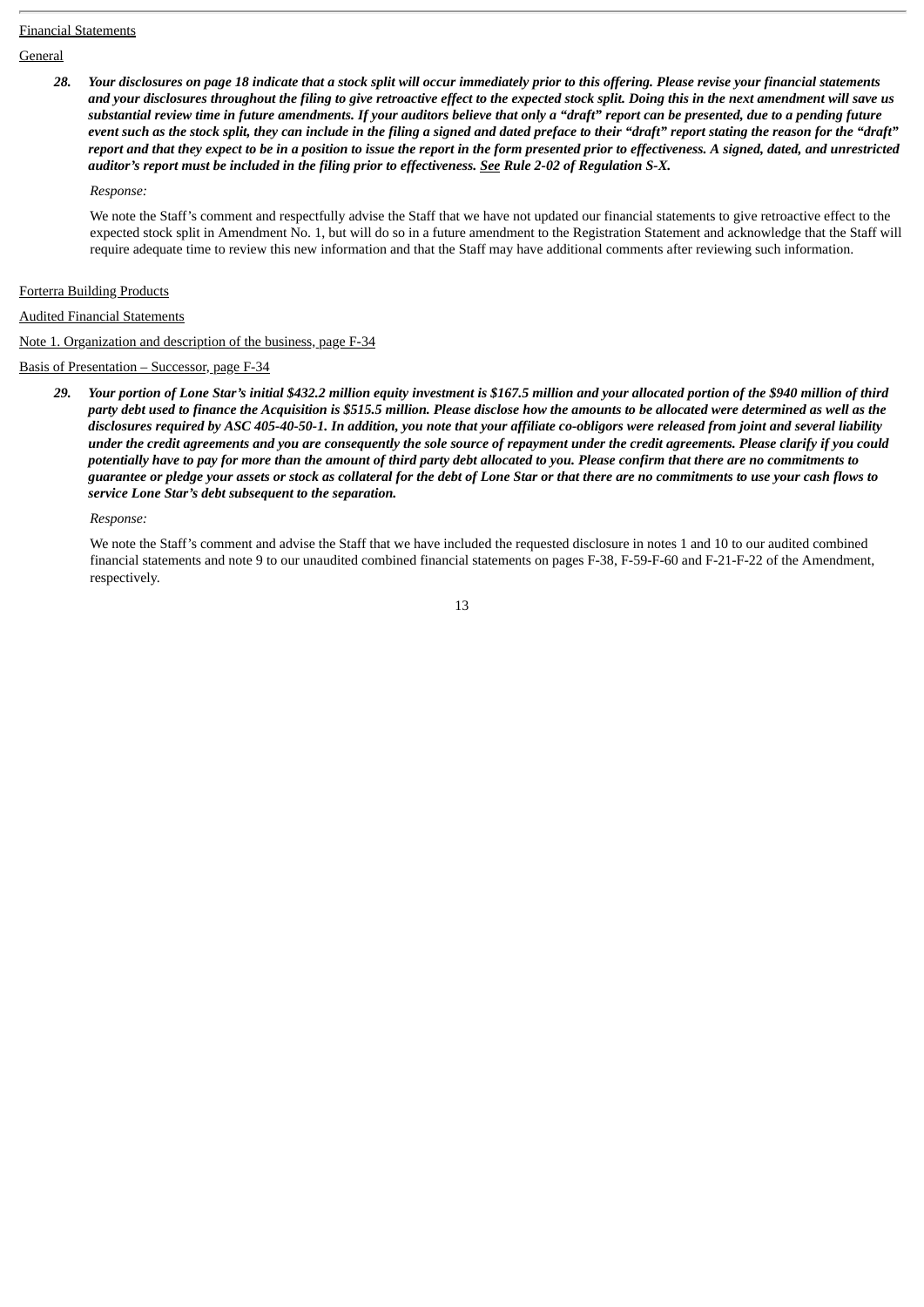Financial Statements

General

28. ***Your disclosures on page 18 indicate that a stock split will occur immediately prior to this offering. Please revise your financial statements and your disclosures throughout the filing to give retroactive effect to the expected stock split. Doing this in the next amendment will save us substantial review time in future amendments. If your auditors believe that only a "draft" report can be presented, due to a pending future event such as the stock split, they can include in the filing a signed and dated preface to their "draft" report stating the reason for the "draft" report and that they expect to be in a position to issue the report in the form presented prior to effectiveness. A signed, dated, and unrestricted auditor's report must be included in the filing prior to effectiveness. See Rule 2-02 of Regulation S-X.***

   *Response:*

   We note the Staff's comment and respectfully advise the Staff that we have not updated our financial statements to give retroactive effect to the expected stock split in Amendment No. 1, but will do so in a future amendment to the Registration Statement and acknowledge that the Staff will require adequate time to review this new information and that the Staff may have additional comments after reviewing such information.

Forterra Building Products

Audited Financial Statements

Note 1. Organization and description of the business, page F-34

Basis of Presentation – Successor, page F-34

29. ***Your portion of Lone Star's initial $432.2 million equity investment is $167.5 million and your allocated portion of the $940 million of third party debt used to finance the Acquisition is $515.5 million. Please disclose how the amounts to be allocated were determined as well as the disclosures required by ASC 405-40-50-1. In addition, you note that your affiliate co-obligors were released from joint and several liability under the credit agreements and you are consequently the sole source of repayment under the credit agreements. Please clarify if you could potentially have to pay for more than the amount of third party debt allocated to you. Please confirm that there are no commitments to guarantee or pledge your assets or stock as collateral for the debt of Lone Star or that there are no commitments to use your cash flows to service Lone Star's debt subsequent to the separation.***

   *Response:*

   We note the Staff's comment and advise the Staff that we have included the requested disclosure in notes 1 and 10 to our audited combined financial statements and note 9 to our unaudited combined financial statements on pages F-38, F-59-F-60 and F-21-F-22 of the Amendment, respectively.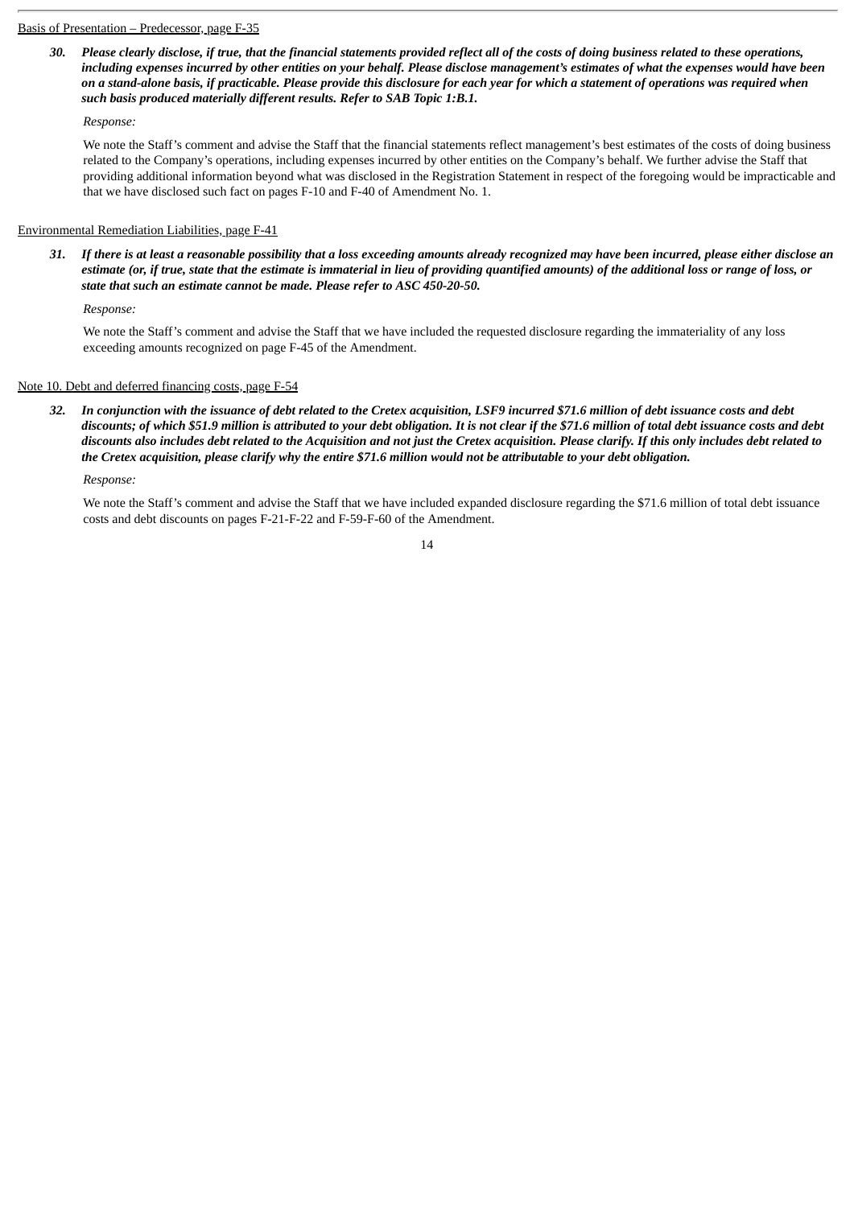Basis of Presentation – Predecessor, page F-35

30. ***Please clearly disclose, if true, that the financial statements provided reflect all of the costs of doing business related to these operations, including expenses incurred by other entities on your behalf. Please disclose management's estimates of what the expenses would have been on a stand-alone basis, if practicable. Please provide this disclosure for each year for which a statement of operations was required when such basis produced materially different results. Refer to SAB Topic 1:B.1.***

    *Response:*

    We note the Staff's comment and advise the Staff that the financial statements reflect management's best estimates of the costs of doing business related to the Company's operations, including expenses incurred by other entities on the Company's behalf. We further advise the Staff that providing additional information beyond what was disclosed in the Registration Statement in respect of the foregoing would be impracticable and that we have disclosed such fact on pages F-10 and F-40 of Amendment No. 1.

Environmental Remediation Liabilities, page F-41

31. ***If there is at least a reasonable possibility that a loss exceeding amounts already recognized may have been incurred, please either disclose an estimate (or, if true, state that the estimate is immaterial in lieu of providing quantified amounts) of the additional loss or range of loss, or state that such an estimate cannot be made. Please refer to ASC 450-20-50.***

    *Response:*

    We note the Staff's comment and advise the Staff that we have included the requested disclosure regarding the immateriality of any loss exceeding amounts recognized on page F-45 of the Amendment.

Note 10. Debt and deferred financing costs, page F-54

32. ***In conjunction with the issuance of debt related to the Cretex acquisition, LSF9 incurred $71.6 million of debt issuance costs and debt discounts; of which $51.9 million is attributed to your debt obligation. It is not clear if the $71.6 million of total debt issuance costs and debt discounts also includes debt related to the Acquisition and not just the Cretex acquisition. Please clarify. If this only includes debt related to the Cretex acquisition, please clarify why the entire $71.6 million would not be attributable to your debt obligation.***

    *Response:*

    We note the Staff's comment and advise the Staff that we have included expanded disclosure regarding the $71.6 million of total debt issuance costs and debt discounts on pages F-21-F-22 and F-59-F-60 of the Amendment.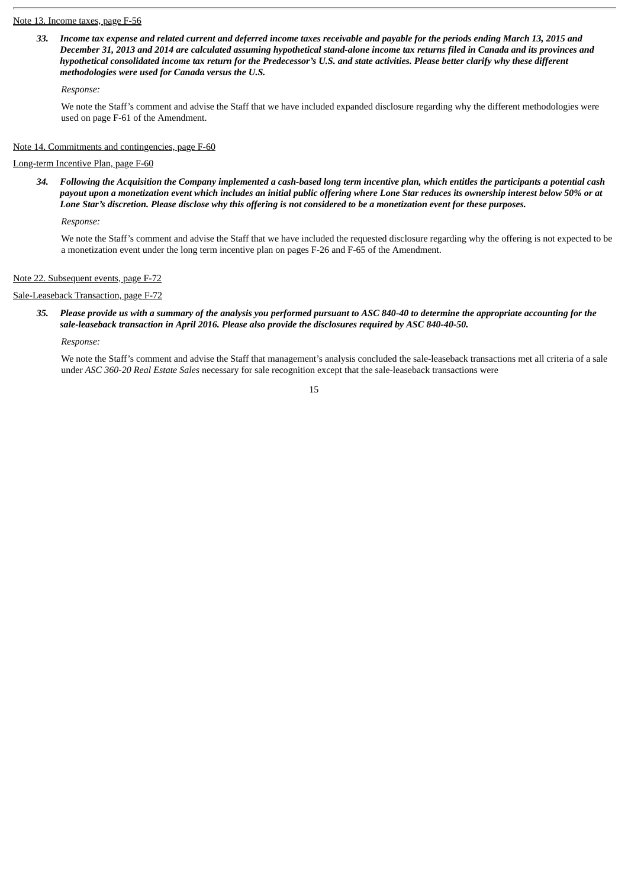Note 13. Income taxes, page F-56

33. ***Income tax expense and related current and deferred income taxes receivable and payable for the periods ending March 13, 2015 and December 31, 2013 and 2014 are calculated assuming hypothetical stand-alone income tax returns filed in Canada and its provinces and hypothetical consolidated income tax return for the Predecessor's U.S. and state activities. Please better clarify why these different methodologies were used for Canada versus the U.S.***

*Response:*

We note the Staff's comment and advise the Staff that we have included expanded disclosure regarding why the different methodologies were used on page F-61 of the Amendment.

Note 14. Commitments and contingencies, page F-60

Long-term Incentive Plan, page F-60

34. ***Following the Acquisition the Company implemented a cash-based long term incentive plan, which entitles the participants a potential cash payout upon a monetization event which includes an initial public offering where Lone Star reduces its ownership interest below 50% or at Lone Star's discretion. Please disclose why this offering is not considered to be a monetization event for these purposes.***

*Response:*

We note the Staff's comment and advise the Staff that we have included the requested disclosure regarding why the offering is not expected to be a monetization event under the long term incentive plan on pages F-26 and F-65 of the Amendment.

Note 22. Subsequent events, page F-72

Sale-Leaseback Transaction, page F-72

35. ***Please provide us with a summary of the analysis you performed pursuant to ASC 840-40 to determine the appropriate accounting for the sale-leaseback transaction in April 2016. Please also provide the disclosures required by ASC 840-40-50.***

*Response:*

We note the Staff's comment and advise the Staff that management's analysis concluded the sale-leaseback transactions met all criteria of a sale under *ASC 360-20 Real Estate Sales* necessary for sale recognition except that the sale-leaseback transactions were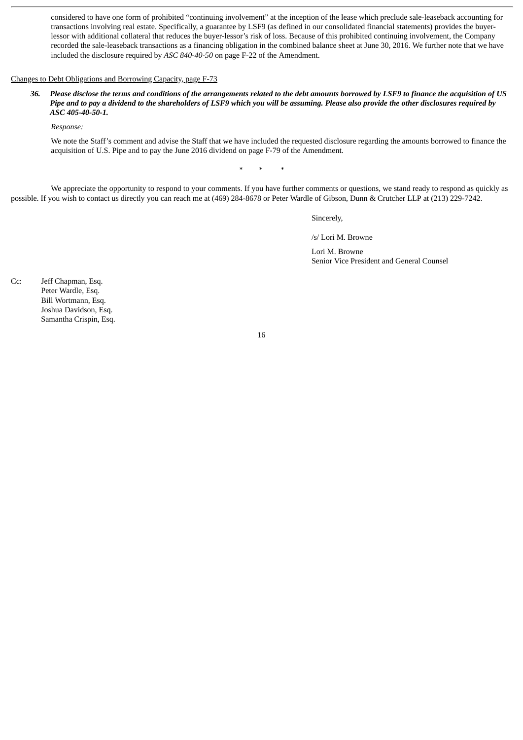considered to have one form of prohibited "continuing involvement" at the inception of the lease which preclude sale-leaseback accounting for transactions involving real estate. Specifically, a guarantee by LSF9 (as defined in our consolidated financial statements) provides the buyer-lessor with additional collateral that reduces the buyer-lessor's risk of loss. Because of this prohibited continuing involvement, the Company recorded the sale-leaseback transactions as a financing obligation in the combined balance sheet at June 30, 2016. We further note that we have included the disclosure required by *ASC 840-40-50* on page F-22 of the Amendment.

Changes to Debt Obligations and Borrowing Capacity, page F-73

36. ***Please disclose the terms and conditions of the arrangements related to the debt amounts borrowed by LSF9 to finance the acquisition of US Pipe and to pay a dividend to the shareholders of LSF9 which you will be assuming. Please also provide the other disclosures required by ASC 405-40-50-1.***

*Response:*

We note the Staff's comment and advise the Staff that we have included the requested disclosure regarding the amounts borrowed to finance the acquisition of U.S. Pipe and to pay the June 2016 dividend on page F-79 of the Amendment.

\* \* \*

We appreciate the opportunity to respond to your comments. If you have further comments or questions, we stand ready to respond as quickly as possible. If you wish to contact us directly you can reach me at (469) 284-8678 or Peter Wardle of Gibson, Dunn & Crutcher LLP at (213) 229-7242.

Sincerely,

/s/ Lori M. Browne

Lori M. Browne
Senior Vice President and General Counsel

Cc: Jeff Chapman, Esq.
Peter Wardle, Esq.
Bill Wortmann, Esq.
Joshua Davidson, Esq.
Samantha Crispin, Esq.